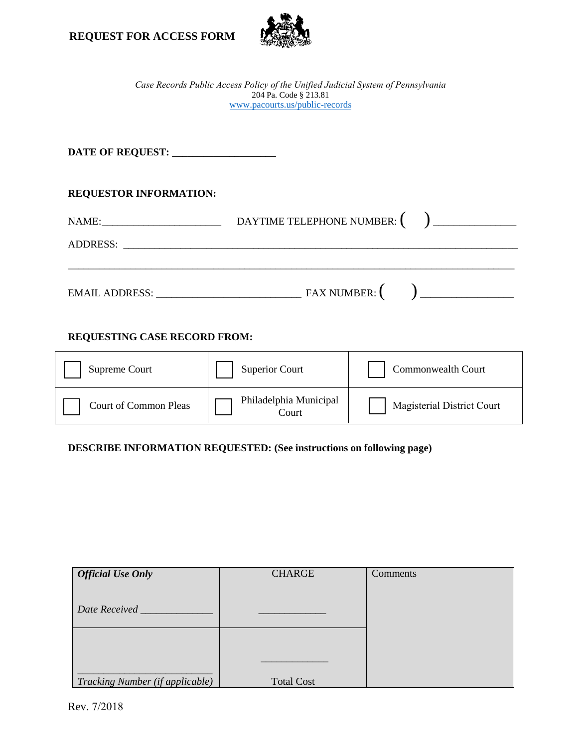# REQUEST FOR ACCESS FORM

*Case Records Public Access Policy of the Unified Judicial System of Pennsylvania*
204 Pa. Code § 213.81
www.pacourts.us/public-records

**DATE OF REQUEST:** ___________________

**REQUESTOR INFORMATION:**

NAME:______________________ DAYTIME TELEPHONE NUMBER: (   ) _______________

ADDRESS: ________________________________________________________________________

_________________________________________________________________________________

EMAIL ADDRESS: __________________________ FAX NUMBER: (   ) _________________

**REQUESTING CASE RECORD FROM:**

| | | |
|---|---|---|
| ☐ Supreme Court | ☐ Superior Court | ☐ Commonwealth Court |
| ☐ Court of Common Pleas | ☐ Philadelphia Municipal Court | ☐ Magisterial District Court |

**DESCRIBE INFORMATION REQUESTED: (See instructions on following page)**

| ***Official Use Only*** | CHARGE | Comments |
|---|---|---|
| *Date Received* _____________ | _____________ | |
| _________________________ *Tracking Number (if applicable)* | _____________ Total Cost | |

Rev. 7/2018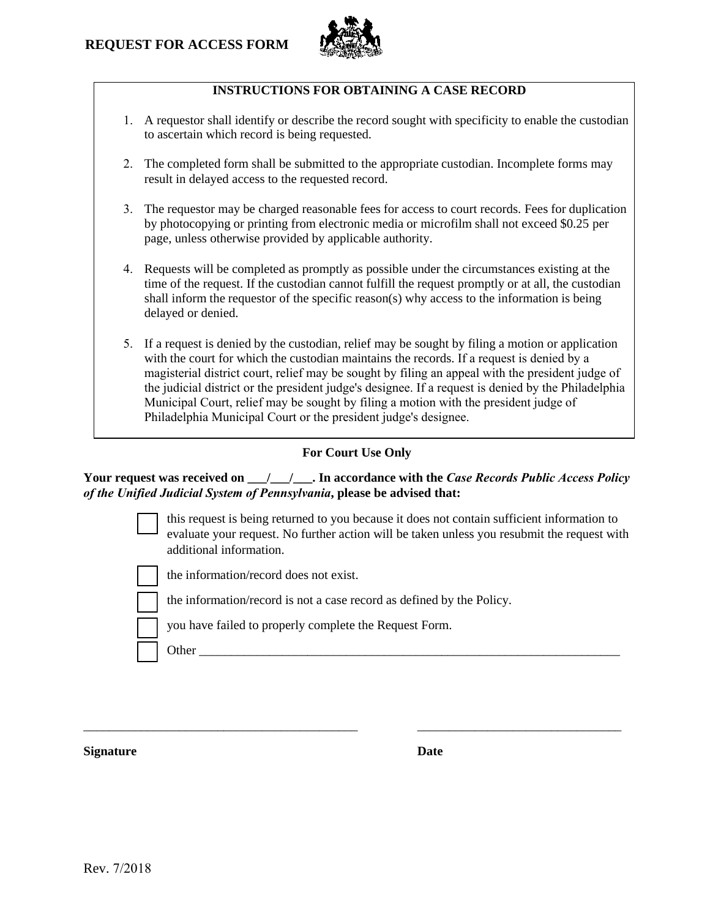**REQUEST FOR ACCESS FORM**

### INSTRUCTIONS FOR OBTAINING A CASE RECORD

1. A requestor shall identify or describe the record sought with specificity to enable the custodian to ascertain which record is being requested.

2. The completed form shall be submitted to the appropriate custodian. Incomplete forms may result in delayed access to the requested record.

3. The requestor may be charged reasonable fees for access to court records. Fees for duplication by photocopying or printing from electronic media or microfilm shall not exceed $0.25 per page, unless otherwise provided by applicable authority.

4. Requests will be completed as promptly as possible under the circumstances existing at the time of the request. If the custodian cannot fulfill the request promptly or at all, the custodian shall inform the requestor of the specific reason(s) why access to the information is being delayed or denied.

5. If a request is denied by the custodian, relief may be sought by filing a motion or application with the court for which the custodian maintains the records. If a request is denied by a magisterial district court, relief may be sought by filing an appeal with the president judge of the judicial district or the president judge's designee. If a request is denied by the Philadelphia Municipal Court, relief may be sought by filing a motion with the president judge of Philadelphia Municipal Court or the president judge's designee.

**For Court Use Only**

**Your request was received on ___/___/___. In accordance with the *Case Records Public Access Policy of the Unified Judicial System of Pennsylvania*, please be advised that:**

- ☐ this request is being returned to you because it does not contain sufficient information to evaluate your request. No further action will be taken unless you resubmit the request with additional information.
- ☐ the information/record does not exist.
- ☐ the information/record is not a case record as defined by the Policy.
- ☐ you have failed to properly complete the Request Form.
- ☐ Other ______________________________________________________________________

_____________________________________________ _________________________________

**Signature** **Date**

Rev. 7/2018